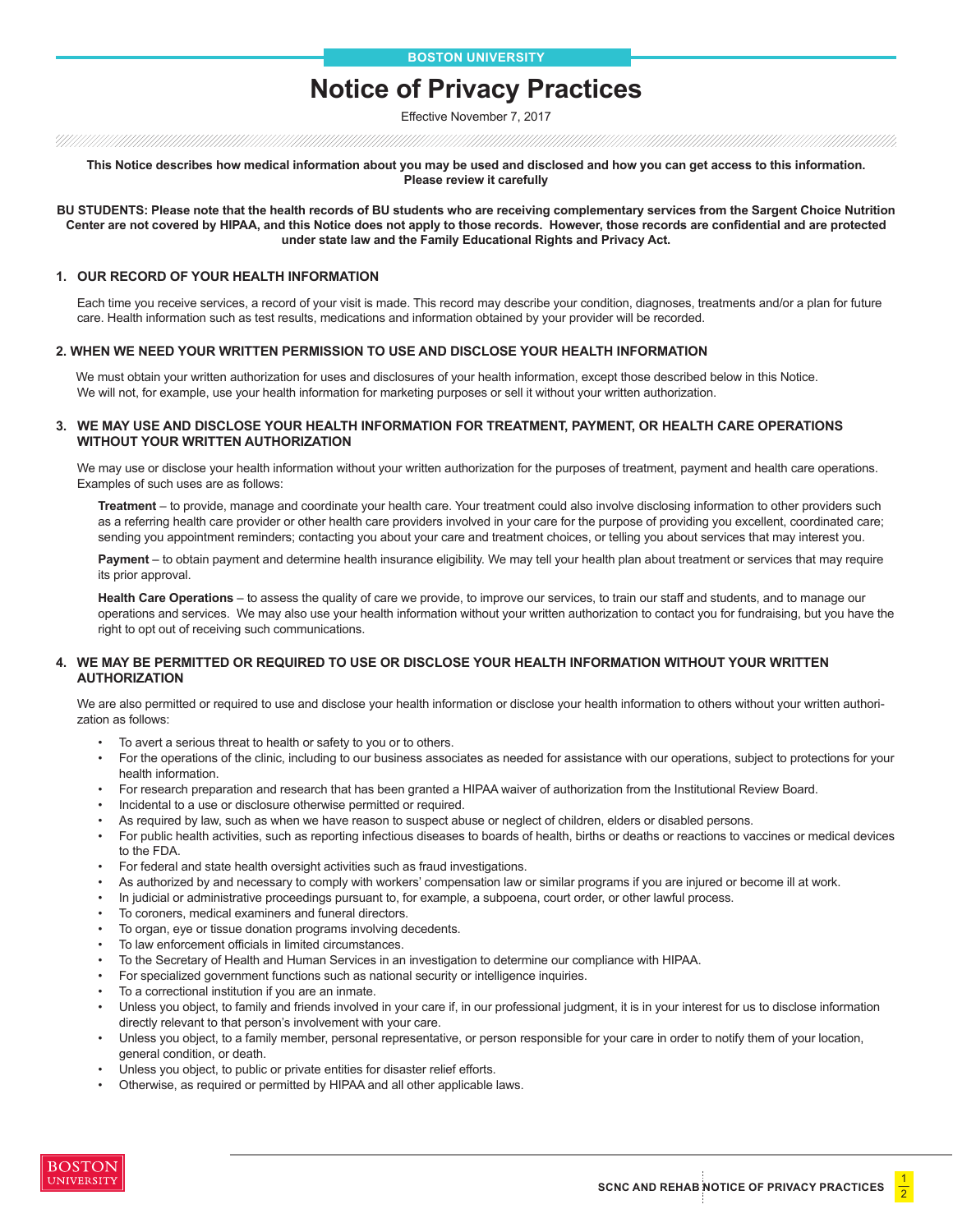BOSTON UNIVERSITY

# Notice of Privacy Practices

Effective November 7, 2017

**This Notice describes how medical information about you may be used and disclosed and how you can get access to this information. Please review it carefully**

**BU STUDENTS: Please note that the health records of BU students who are receiving complementary services from the Sargent Choice Nutrition Center are not covered by HIPAA, and this Notice does not apply to those records. However, those records are confidential and are protected under state law and the Family Educational Rights and Privacy Act.**

## 1. OUR RECORD OF YOUR HEALTH INFORMATION

Each time you receive services, a record of your visit is made. This record may describe your condition, diagnoses, treatments and/or a plan for future care. Health information such as test results, medications and information obtained by your provider will be recorded.

## 2. WHEN WE NEED YOUR WRITTEN PERMISSION TO USE AND DISCLOSE YOUR HEALTH INFORMATION

We must obtain your written authorization for uses and disclosures of your health information, except those described below in this Notice. We will not, for example, use your health information for marketing purposes or sell it without your written authorization.

## 3. WE MAY USE AND DISCLOSE YOUR HEALTH INFORMATION FOR TREATMENT, PAYMENT, OR HEALTH CARE OPERATIONS WITHOUT YOUR WRITTEN AUTHORIZATION

We may use or disclose your health information without your written authorization for the purposes of treatment, payment and health care operations. Examples of such uses are as follows:

**Treatment** – to provide, manage and coordinate your health care. Your treatment could also involve disclosing information to other providers such as a referring health care provider or other health care providers involved in your care for the purpose of providing you excellent, coordinated care; sending you appointment reminders; contacting you about your care and treatment choices, or telling you about services that may interest you.

**Payment** – to obtain payment and determine health insurance eligibility. We may tell your health plan about treatment or services that may require its prior approval.

**Health Care Operations** – to assess the quality of care we provide, to improve our services, to train our staff and students, and to manage our operations and services. We may also use your health information without your written authorization to contact you for fundraising, but you have the right to opt out of receiving such communications.

## 4. WE MAY BE PERMITTED OR REQUIRED TO USE OR DISCLOSE YOUR HEALTH INFORMATION WITHOUT YOUR WRITTEN AUTHORIZATION

We are also permitted or required to use and disclose your health information or disclose your health information to others without your written authorization as follows:

- To avert a serious threat to health or safety to you or to others.
- For the operations of the clinic, including to our business associates as needed for assistance with our operations, subject to protections for your health information.
- For research preparation and research that has been granted a HIPAA waiver of authorization from the Institutional Review Board.
- Incidental to a use or disclosure otherwise permitted or required.
- As required by law, such as when we have reason to suspect abuse or neglect of children, elders or disabled persons.
- For public health activities, such as reporting infectious diseases to boards of health, births or deaths or reactions to vaccines or medical devices to the FDA.
- For federal and state health oversight activities such as fraud investigations.
- As authorized by and necessary to comply with workers' compensation law or similar programs if you are injured or become ill at work.
- In judicial or administrative proceedings pursuant to, for example, a subpoena, court order, or other lawful process.
- To coroners, medical examiners and funeral directors.
- To organ, eye or tissue donation programs involving decedents.
- To law enforcement officials in limited circumstances.
- To the Secretary of Health and Human Services in an investigation to determine our compliance with HIPAA.
- For specialized government functions such as national security or intelligence inquiries.
- To a correctional institution if you are an inmate.
- Unless you object, to family and friends involved in your care if, in our professional judgment, it is in your interest for us to disclose information directly relevant to that person's involvement with your care.
- Unless you object, to a family member, personal representative, or person responsible for your care in order to notify them of your location, general condition, or death.
- Unless you object, to public or private entities for disaster relief efforts.
- Otherwise, as required or permitted by HIPAA and all other applicable laws.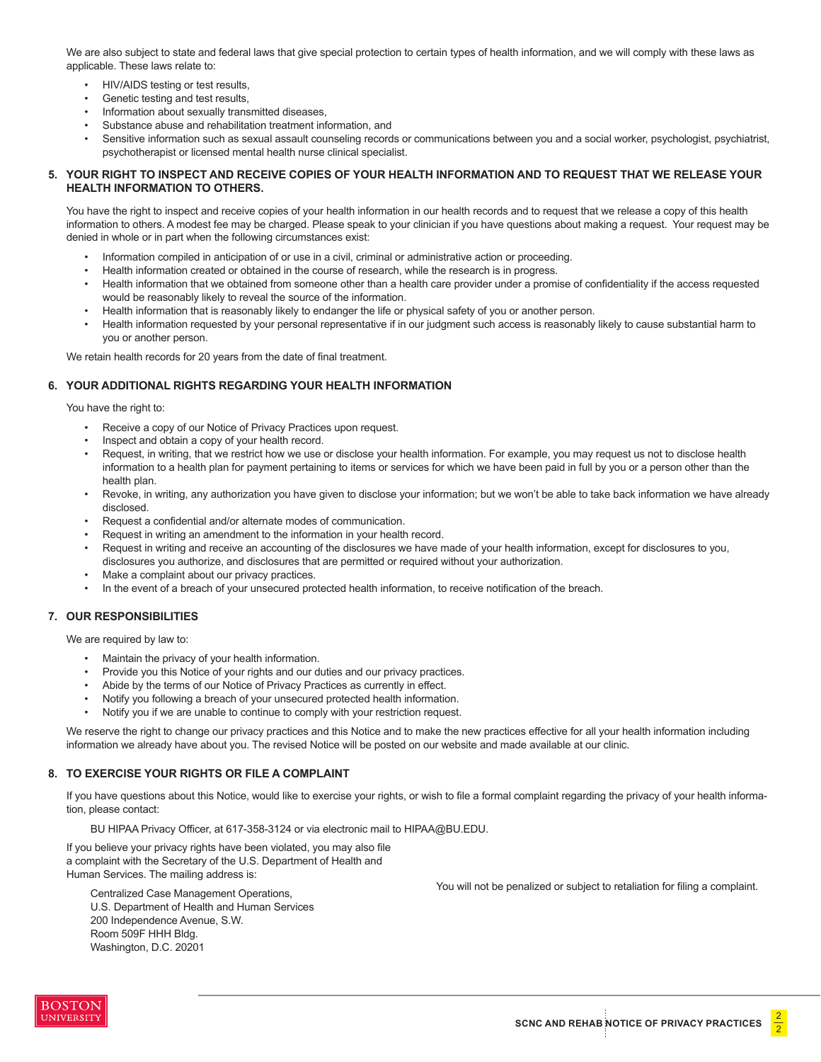We are also subject to state and federal laws that give special protection to certain types of health information, and we will comply with these laws as applicable. These laws relate to:

- HIV/AIDS testing or test results,
- Genetic testing and test results,
- Information about sexually transmitted diseases,
- Substance abuse and rehabilitation treatment information, and
- Sensitive information such as sexual assault counseling records or communications between you and a social worker, psychologist, psychiatrist, psychotherapist or licensed mental health nurse clinical specialist.

## 5. YOUR RIGHT TO INSPECT AND RECEIVE COPIES OF YOUR HEALTH INFORMATION AND TO REQUEST THAT WE RELEASE YOUR HEALTH INFORMATION TO OTHERS.

You have the right to inspect and receive copies of your health information in our health records and to request that we release a copy of this health information to others. A modest fee may be charged. Please speak to your clinician if you have questions about making a request. Your request may be denied in whole or in part when the following circumstances exist:

- Information compiled in anticipation of or use in a civil, criminal or administrative action or proceeding.
- Health information created or obtained in the course of research, while the research is in progress.
- Health information that we obtained from someone other than a health care provider under a promise of confidentiality if the access requested would be reasonably likely to reveal the source of the information.
- Health information that is reasonably likely to endanger the life or physical safety of you or another person.
- Health information requested by your personal representative if in our judgment such access is reasonably likely to cause substantial harm to you or another person.

We retain health records for 20 years from the date of final treatment.

## 6. YOUR ADDITIONAL RIGHTS REGARDING YOUR HEALTH INFORMATION

You have the right to:

- Receive a copy of our Notice of Privacy Practices upon request.
- Inspect and obtain a copy of your health record.
- Request, in writing, that we restrict how we use or disclose your health information. For example, you may request us not to disclose health information to a health plan for payment pertaining to items or services for which we have been paid in full by you or a person other than the health plan.
- Revoke, in writing, any authorization you have given to disclose your information; but we won't be able to take back information we have already disclosed.
- Request a confidential and/or alternate modes of communication.
- Request in writing an amendment to the information in your health record.
- Request in writing and receive an accounting of the disclosures we have made of your health information, except for disclosures to you, disclosures you authorize, and disclosures that are permitted or required without your authorization.
- Make a complaint about our privacy practices.
- In the event of a breach of your unsecured protected health information, to receive notification of the breach.

## 7. OUR RESPONSIBILITIES

We are required by law to:

- Maintain the privacy of your health information.
- Provide you this Notice of your rights and our duties and our privacy practices.
- Abide by the terms of our Notice of Privacy Practices as currently in effect.
- Notify you following a breach of your unsecured protected health information.
- Notify you if we are unable to continue to comply with your restriction request.

We reserve the right to change our privacy practices and this Notice and to make the new practices effective for all your health information including information we already have about you. The revised Notice will be posted on our website and made available at our clinic.

## 8. TO EXERCISE YOUR RIGHTS OR FILE A COMPLAINT

If you have questions about this Notice, would like to exercise your rights, or wish to file a formal complaint regarding the privacy of your health information, please contact:

BU HIPAA Privacy Officer, at 617-358-3124 or via electronic mail to HIPAA@BU.EDU.

If you believe your privacy rights have been violated, you may also file a complaint with the Secretary of the U.S. Department of Health and Human Services. The mailing address is:

Centralized Case Management Operations,
U.S. Department of Health and Human Services
200 Independence Avenue, S.W.
Room 509F HHH Bldg.
Washington, D.C. 20201

You will not be penalized or subject to retaliation for filing a complaint.